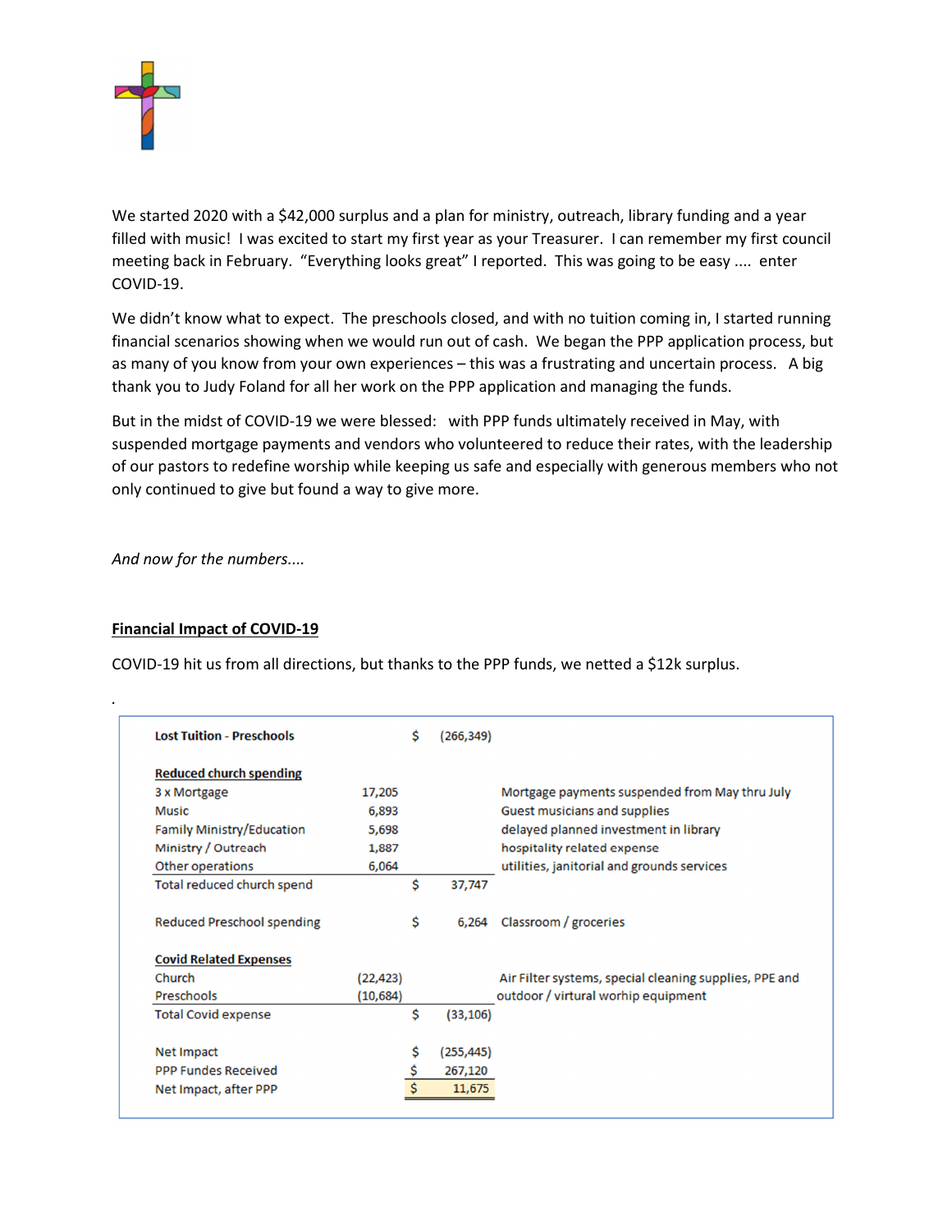We started 2020 with a $42,000 surplus and a plan for ministry, outreach, library funding and a year filled with music! I was excited to start my first year as your Treasurer. I can remember my first council meeting back in February. "Everything looks great" I reported. This was going to be easy .... enter COVID-19.

We didn't know what to expect. The preschools closed, and with no tuition coming in, I started running financial scenarios showing when we would run out of cash. We began the PPP application process, but as many of you know from your own experiences – this was a frustrating and uncertain process. A big thank you to Judy Foland for all her work on the PPP application and managing the funds.

But in the midst of COVID-19 we were blessed: with PPP funds ultimately received in May, with suspended mortgage payments and vendors who volunteered to reduce their rates, with the leadership of our pastors to redefine worship while keeping us safe and especially with generous members who not only continued to give but found a way to give more.

*And now for the numbers....*

## Financial Impact of COVID-19

COVID-19 hit us from all directions, but thanks to the PPP funds, we netted a $12k surplus.

| | | | |
|---|---|---|---|
| **Lost Tuition - Preschools** | | $ (266,349) | |
| **Reduced church spending** | | | |
| 3 x Mortgage | 17,205 | | Mortgage payments suspended from May thru July |
| Music | 6,893 | | Guest musicians and supplies |
| Family Ministry/Education | 5,698 | | delayed planned investment in library |
| Ministry / Outreach | 1,887 | | hospitality related expense |
| Other operations | 6,064 | | utilities, janitorial and grounds services |
| Total reduced church spend | | $ 37,747 | |
| Reduced Preschool spending | | $ 6,264 | Classroom / groceries |
| **Covid Related Expenses** | | | |
| Church | (22,423) | | Air Filter systems, special cleaning supplies, PPE and |
| Preschools | (10,684) | | outdoor / virtural worhip equipment |
| Total Covid expense | | $ (33,106) | |
| Net Impact | | $ (255,445) | |
| PPP Fundes Received | | $ 267,120 | |
| Net Impact, after PPP | | $ 11,675 | |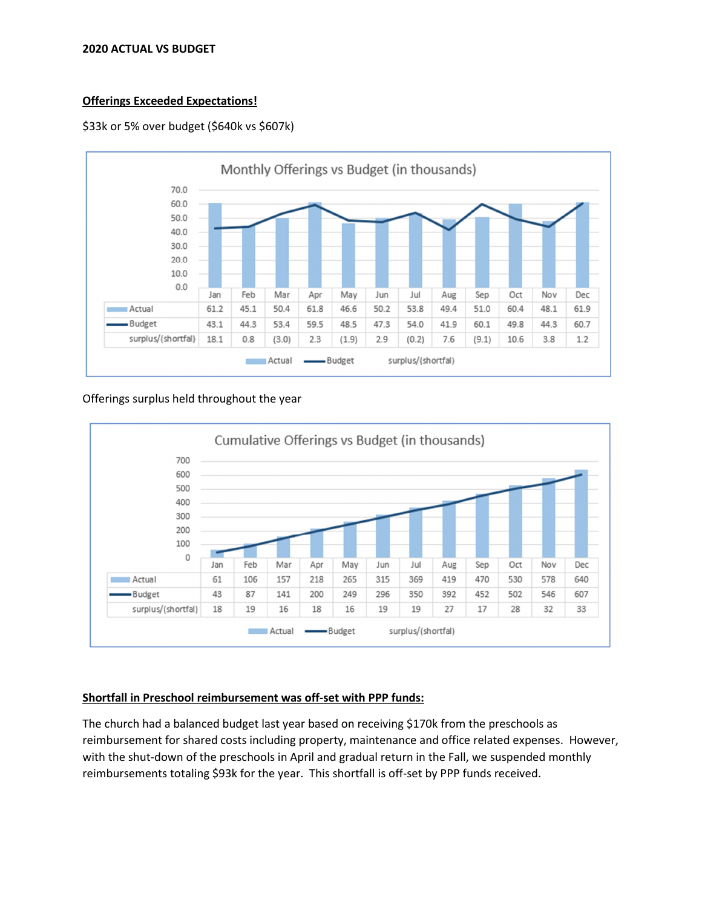**2020 ACTUAL VS BUDGET**

**Offerings Exceeded Expectations!**

$33k or 5% over budget ($640k vs $607k)

Monthly Offerings vs Budget (in thousands)

| | Jan | Feb | Mar | Apr | May | Jun | Jul | Aug | Sep | Oct | Nov | Dec |
|---|---|---|---|---|---|---|---|---|---|---|---|---|
| Actual | 61.2 | 45.1 | 50.4 | 61.8 | 46.6 | 50.2 | 53.8 | 49.4 | 51.0 | 60.4 | 48.1 | 61.9 |
| Budget | 43.1 | 44.3 | 53.4 | 59.5 | 48.5 | 47.3 | 54.0 | 41.9 | 60.1 | 49.8 | 44.3 | 60.7 |
| surplus/(shortfal) | 18.1 | 0.8 | (3.0) | 2.3 | (1.9) | 2.9 | (0.2) | 7.6 | (9.1) | 10.6 | 3.8 | 1.2 |

Offerings surplus held throughout the year

Cumulative Offerings vs Budget (in thousands)

| | Jan | Feb | Mar | Apr | May | Jun | Jul | Aug | Sep | Oct | Nov | Dec |
|---|---|---|---|---|---|---|---|---|---|---|---|---|
| Actual | 61 | 106 | 157 | 218 | 265 | 315 | 369 | 419 | 470 | 530 | 578 | 640 |
| Budget | 43 | 87 | 141 | 200 | 249 | 296 | 350 | 392 | 452 | 502 | 546 | 607 |
| surplus/(shortfal) | 18 | 19 | 16 | 18 | 16 | 19 | 19 | 27 | 17 | 28 | 32 | 33 |

**Shortfall in Preschool reimbursement was off-set with PPP funds:**

The church had a balanced budget last year based on receiving $170k from the preschools as reimbursement for shared costs including property, maintenance and office related expenses. However, with the shut-down of the preschools in April and gradual return in the Fall, we suspended monthly reimbursements totaling $93k for the year. This shortfall is off-set by PPP funds received.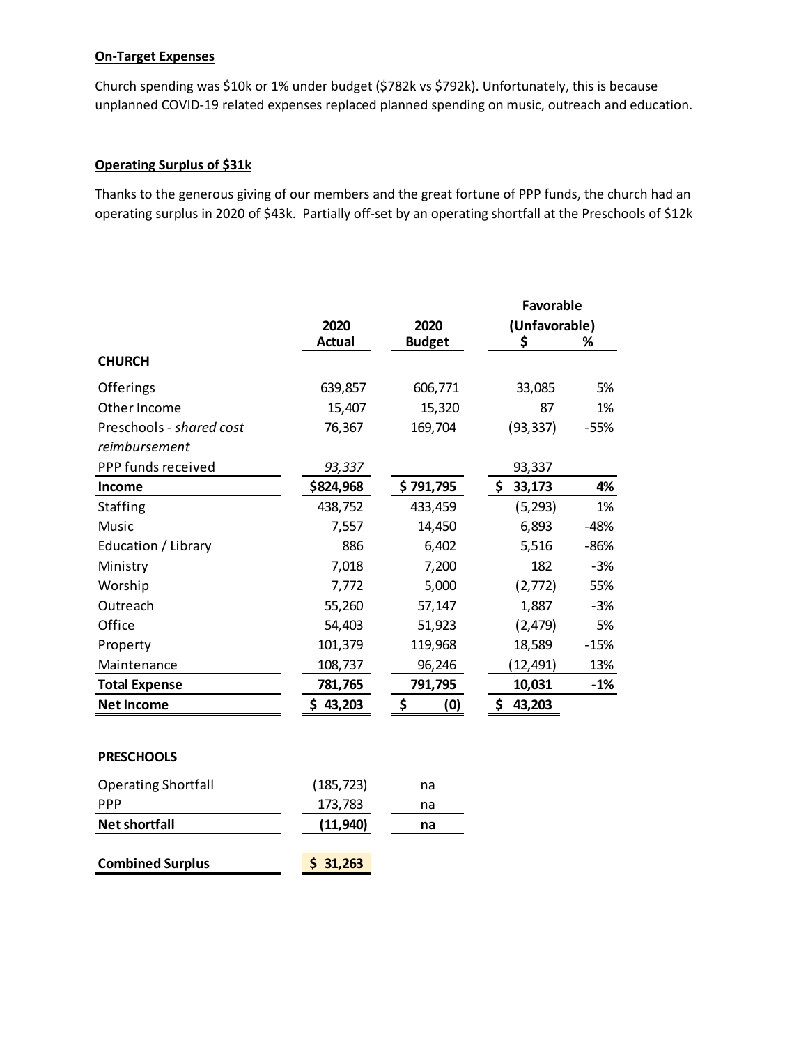**On-Target Expenses**

Church spending was $10k or 1% under budget ($782k vs $792k). Unfortunately, this is because unplanned COVID-19 related expenses replaced planned spending on music, outreach and education.

**Operating Surplus of $31k**

Thanks to the generous giving of our members and the great fortune of PPP funds, the church had an operating surplus in 2020 of $43k. Partially off-set by an operating shortfall at the Preschools of $12k

| | 2020 Actual | 2020 Budget | Favorable (Unfavorable) $ | % |
|---|---|---|---|---|
| **CHURCH** | | | | |
| Offerings | 639,857 | 606,771 | 33,085 | 5% |
| Other Income | 15,407 | 15,320 | 87 | 1% |
| Preschools - *shared cost reimbursement* | 76,367 | 169,704 | (93,337) | -55% |
| PPP funds received | *93,337* | | 93,337 | |
| **Income** | **$824,968** | **$ 791,795** | **$ 33,173** | **4%** |
| Staffing | 438,752 | 433,459 | (5,293) | 1% |
| Music | 7,557 | 14,450 | 6,893 | -48% |
| Education / Library | 886 | 6,402 | 5,516 | -86% |
| Ministry | 7,018 | 7,200 | 182 | -3% |
| Worship | 7,772 | 5,000 | (2,772) | 55% |
| Outreach | 55,260 | 57,147 | 1,887 | -3% |
| Office | 54,403 | 51,923 | (2,479) | 5% |
| Property | 101,379 | 119,968 | 18,589 | -15% |
| Maintenance | 108,737 | 96,246 | (12,491) | 13% |
| **Total Expense** | **781,765** | **791,795** | **10,031** | **-1%** |
| **Net Income** | **$ 43,203** | **$ (0)** | **$ 43,203** | |
| | | | | |
| **PRESCHOOLS** | | | | |
| Operating Shortfall | (185,723) | na | | |
| PPP | 173,783 | na | | |
| **Net shortfall** | **(11,940)** | **na** | | |
| | | | | |
| **Combined Surplus** | **$ 31,263** | | | |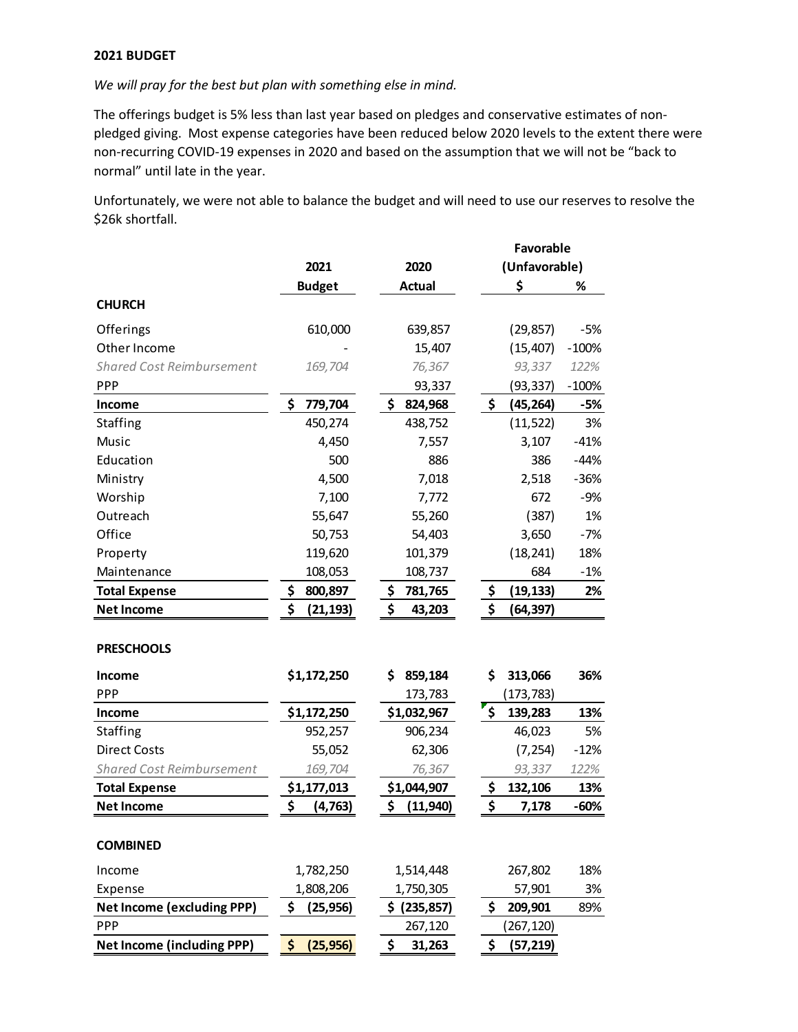**2021 BUDGET**

*We will pray for the best but plan with something else in mind.*

The offerings budget is 5% less than last year based on pledges and conservative estimates of non-pledged giving. Most expense categories have been reduced below 2020 levels to the extent there were non-recurring COVID-19 expenses in 2020 and based on the assumption that we will not be "back to normal" until late in the year.

Unfortunately, we were not able to balance the budget and will need to use our reserves to resolve the $26k shortfall.

| | 2021 Budget | 2020 Actual | Favorable (Unfavorable) $ | % |
|---|---|---|---|---|
| **CHURCH** | | | | |
| Offerings | 610,000 | 639,857 | (29,857) | -5% |
| Other Income | - | 15,407 | (15,407) | -100% |
| *Shared Cost Reimbursement* | *169,704* | *76,367* | *93,337* | *122%* |
| PPP | | 93,337 | (93,337) | -100% |
| **Income** | **$ 779,704** | **$ 824,968** | **$ (45,264)** | **-5%** |
| Staffing | 450,274 | 438,752 | (11,522) | 3% |
| Music | 4,450 | 7,557 | 3,107 | -41% |
| Education | 500 | 886 | 386 | -44% |
| Ministry | 4,500 | 7,018 | 2,518 | -36% |
| Worship | 7,100 | 7,772 | 672 | -9% |
| Outreach | 55,647 | 55,260 | (387) | 1% |
| Office | 50,753 | 54,403 | 3,650 | -7% |
| Property | 119,620 | 101,379 | (18,241) | 18% |
| Maintenance | 108,053 | 108,737 | 684 | -1% |
| **Total Expense** | **$ 800,897** | **$ 781,765** | **$ (19,133)** | **2%** |
| **Net Income** | **$ (21,193)** | **$ 43,203** | **$ (64,397)** | |
| **PRESCHOOLS** | | | | |
| **Income** | **$1,172,250** | **$ 859,184** | **$ 313,066** | **36%** |
| PPP | | 173,783 | (173,783) | |
| **Income** | **$1,172,250** | **$1,032,967** | **$ 139,283** | **13%** |
| Staffing | 952,257 | 906,234 | 46,023 | 5% |
| Direct Costs | 55,052 | 62,306 | (7,254) | -12% |
| *Shared Cost Reimbursement* | *169,704* | *76,367* | *93,337* | *122%* |
| **Total Expense** | **$1,177,013** | **$1,044,907** | **$ 132,106** | **13%** |
| **Net Income** | **$ (4,763)** | **$ (11,940)** | **$ 7,178** | **-60%** |
| **COMBINED** | | | | |
| Income | 1,782,250 | 1,514,448 | 267,802 | 18% |
| Expense | 1,808,206 | 1,750,305 | 57,901 | 3% |
| **Net Income (excluding PPP)** | **$ (25,956)** | **$ (235,857)** | **$ 209,901** | **89%** |
| PPP | | 267,120 | (267,120) | |
| **Net Income (including PPP)** | **$ (25,956)** | **$ 31,263** | **$ (57,219)** | |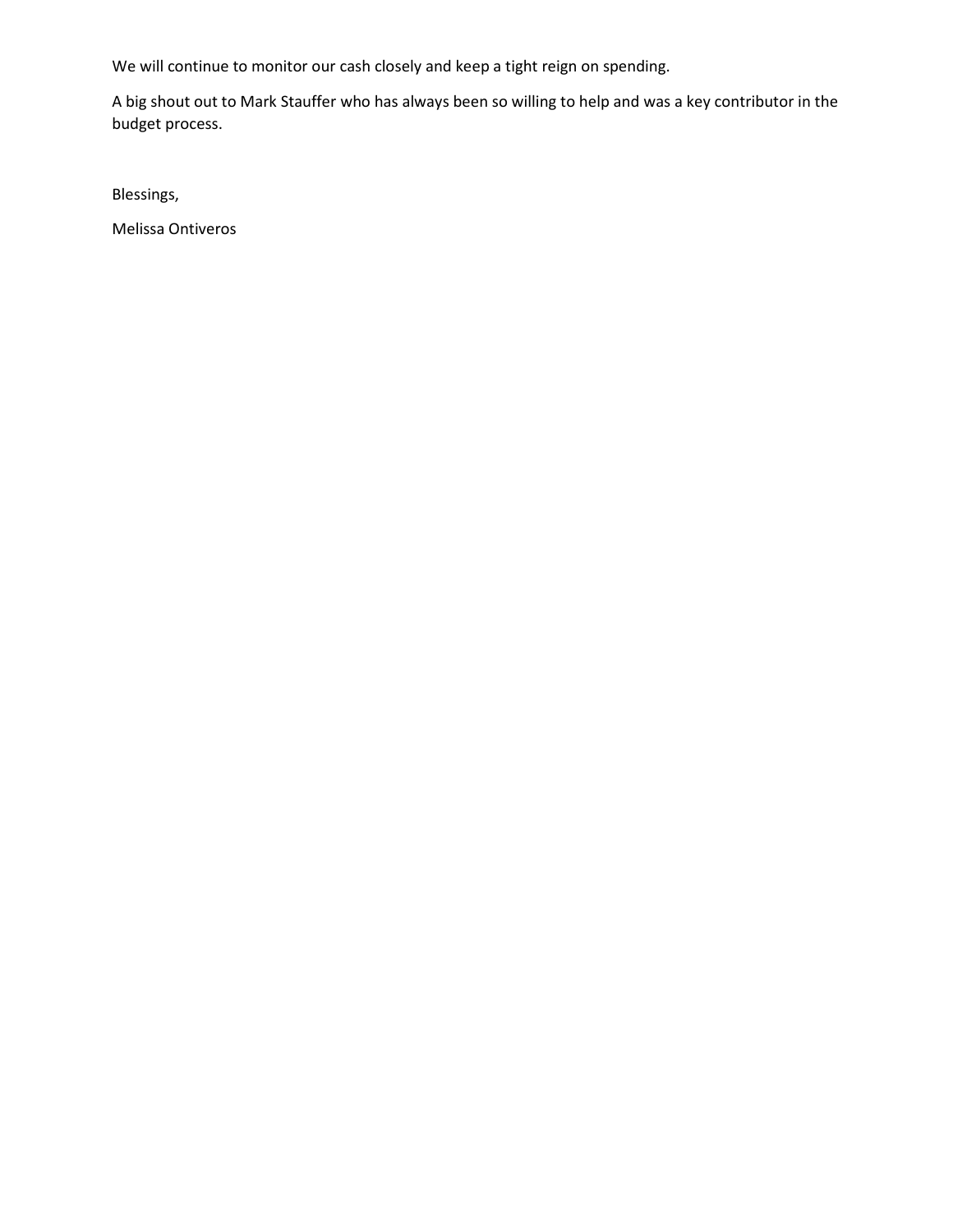We will continue to monitor our cash closely and keep a tight reign on spending.

A big shout out to Mark Stauffer who has always been so willing to help and was a key contributor in the budget process.

Blessings,

Melissa Ontiveros